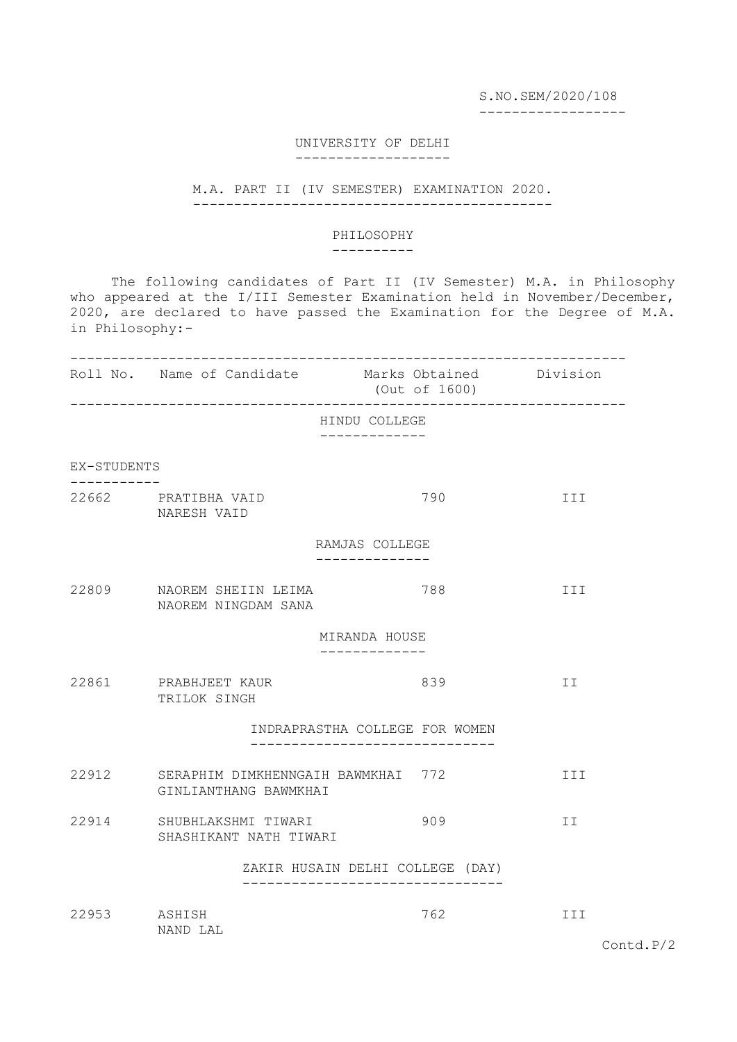S.NO.SEM/2020/108

# UNIVERSITY OF DELHI

## M.A. PART II (IV SEMESTER) EXAMINATION 2020.

## PHILOSOPHY

The following candidates of Part II (IV Semester) M.A. in Philosophy who appeared at the I/III Semester Examination held in November/December, 2020, are declared to have passed the Examination for the Degree of M.A. in Philosophy:-

| Roll No. | Name of Candidate | Marks Obtained (Out of 1600) | Division |
|---|---|---|---|
| | **HINDU COLLEGE** | | |
| EX-STUDENTS | | | |
| 22662 | PRATIBHA VAID<br>NARESH VAID | 790 | III |
| | **RAMJAS COLLEGE** | | |
| 22809 | NAOREM SHEIIN LEIMA<br>NAOREM NINGDAM SANA | 788 | III |
| | **MIRANDA HOUSE** | | |
| 22861 | PRABHJEET KAUR<br>TRILOK SINGH | 839 | II |
| | **INDRAPRASTHA COLLEGE FOR WOMEN** | | |
| 22912 | SERAPHIM DIMKHENNGAIH BAWMKHAI<br>GINLIANTHANG BAWMKHAI | 772 | III |
| 22914 | SHUBHLAKSHMI TIWARI<br>SHASHIKANT NATH TIWARI | 909 | II |
| | **ZAKIR HUSAIN DELHI COLLEGE (DAY)** | | |
| 22953 | ASHISH<br>NAND LAL | 762 | III |

Contd.P/2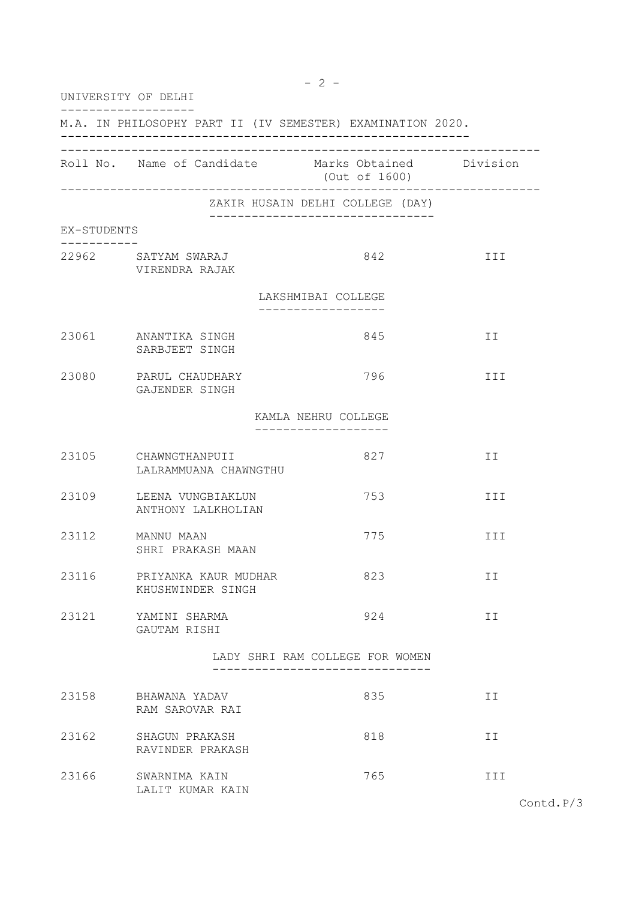UNIVERSITY OF DELHI

M.A. IN PHILOSOPHY PART II (IV SEMESTER) EXAMINATION 2020.

| Roll No. | Name of Candidate | Marks Obtained (Out of 1600) | Division |
|---|---|---|---|
| | **ZAKIR HUSAIN DELHI COLLEGE (DAY)** | | |
| **EX-STUDENTS** | | | |
| 22962 | SATYAM SWARAJ<br>VIRENDRA RAJAK | 842 | III |
| | **LAKSHMIBAI COLLEGE** | | |
| 23061 | ANANTIKA SINGH<br>SARBJEET SINGH | 845 | II |
| 23080 | PARUL CHAUDHARY<br>GAJENDER SINGH | 796 | III |
| | **KAMLA NEHRU COLLEGE** | | |
| 23105 | CHAWNGTHANPUII<br>LALRAMMUANA CHAWNGTHU | 827 | II |
| 23109 | LEENA VUNGBIAKLUN<br>ANTHONY LALKHOLIAN | 753 | III |
| 23112 | MANNU MAAN<br>SHRI PRAKASH MAAN | 775 | III |
| 23116 | PRIYANKA KAUR MUDHAR<br>KHUSHWINDER SINGH | 823 | II |
| 23121 | YAMINI SHARMA<br>GAUTAM RISHI | 924 | II |
| | **LADY SHRI RAM COLLEGE FOR WOMEN** | | |
| 23158 | BHAWANA YADAV<br>RAM SAROVAR RAI | 835 | II |
| 23162 | SHAGUN PRAKASH<br>RAVINDER PRAKASH | 818 | II |
| 23166 | SWARNIMA KAIN<br>LALIT KUMAR KAIN | 765 | III |

Contd.P/3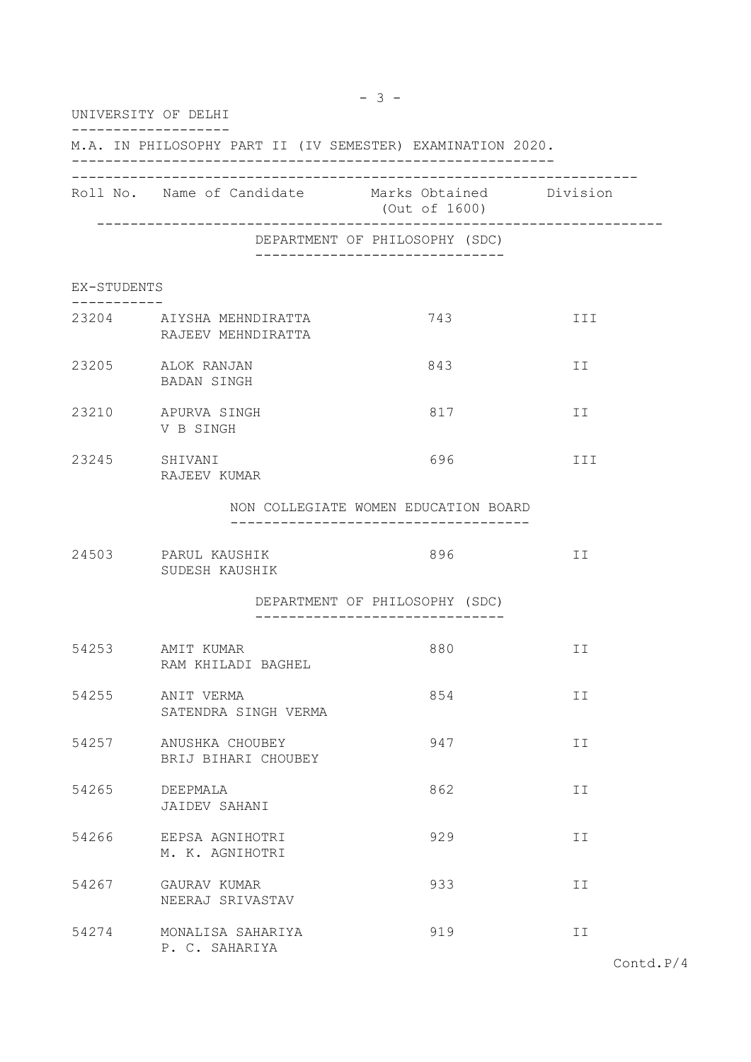UNIVERSITY OF DELHI

M.A. IN PHILOSOPHY PART II (IV SEMESTER) EXAMINATION 2020.

| Roll No. | Name of Candidate | Marks Obtained (Out of 1600) | Division |
|---|---|---|---|
| | **DEPARTMENT OF PHILOSOPHY (SDC)** | | |
| **EX-STUDENTS** | | | |
| 23204 | AIYSHA MEHNDIRATTA<br>RAJEEV MEHNDIRATTA | 743 | III |
| 23205 | ALOK RANJAN<br>BADAN SINGH | 843 | II |
| 23210 | APURVA SINGH<br>V B SINGH | 817 | II |
| 23245 | SHIVANI<br>RAJEEV KUMAR | 696 | III |
| | **NON COLLEGIATE WOMEN EDUCATION BOARD** | | |
| 24503 | PARUL KAUSHIK<br>SUDESH KAUSHIK | 896 | II |
| | **DEPARTMENT OF PHILOSOPHY (SDC)** | | |
| 54253 | AMIT KUMAR<br>RAM KHILADI BAGHEL | 880 | II |
| 54255 | ANIT VERMA<br>SATENDRA SINGH VERMA | 854 | II |
| 54257 | ANUSHKA CHOUBEY<br>BRIJ BIHARI CHOUBEY | 947 | II |
| 54265 | DEEPMALA<br>JAIDEV SAHANI | 862 | II |
| 54266 | EEPSA AGNIHOTRI<br>M. K. AGNIHOTRI | 929 | II |
| 54267 | GAURAV KUMAR<br>NEERAJ SRIVASTAV | 933 | II |
| 54274 | MONALISA SAHARIYA<br>P. C. SAHARIYA | 919 | II |

Contd.P/4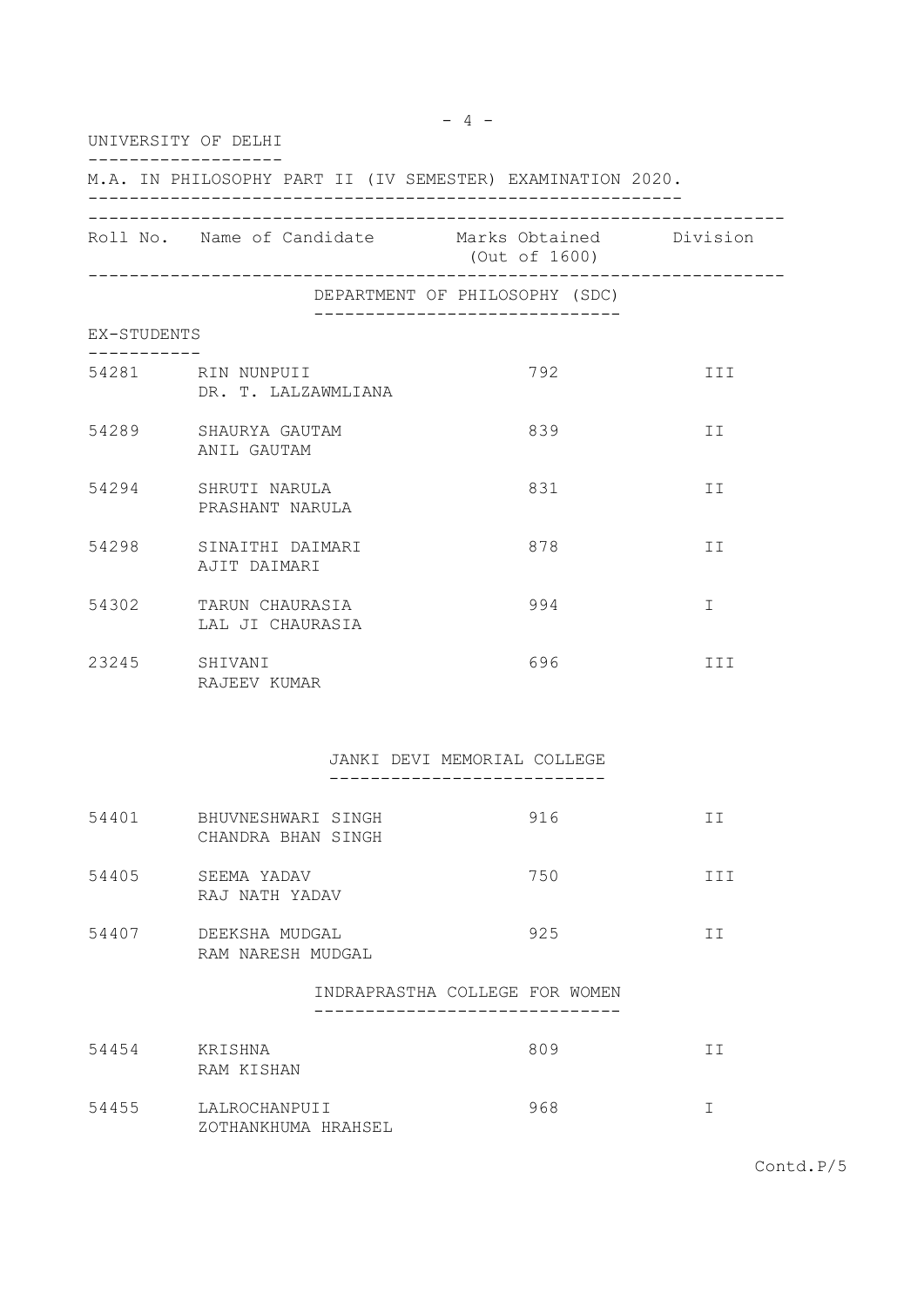UNIVERSITY OF DELHI

M.A. IN PHILOSOPHY PART II (IV SEMESTER) EXAMINATION 2020.

| Roll No. | Name of Candidate | Marks Obtained (Out of 1600) | Division |
|---|---|---|---|

## DEPARTMENT OF PHILOSOPHY (SDC)

### EX-STUDENTS

| Roll No. | Name of Candidate | Marks Obtained (Out of 1600) | Division |
|---|---|---|---|
| 54281 | RIN NUNPUII<br>DR. T. LALZAWMLIANA | 792 | III |
| 54289 | SHAURYA GAUTAM<br>ANIL GAUTAM | 839 | II |
| 54294 | SHRUTI NARULA<br>PRASHANT NARULA | 831 | II |
| 54298 | SINAITHI DAIMARI<br>AJIT DAIMARI | 878 | II |
| 54302 | TARUN CHAURASIA<br>LAL JI CHAURASIA | 994 | I |
| 23245 | SHIVANI<br>RAJEEV KUMAR | 696 | III |

## JANKI DEVI MEMORIAL COLLEGE

| Roll No. | Name of Candidate | Marks Obtained (Out of 1600) | Division |
|---|---|---|---|
| 54401 | BHUVNESHWARI SINGH<br>CHANDRA BHAN SINGH | 916 | II |
| 54405 | SEEMA YADAV<br>RAJ NATH YADAV | 750 | III |
| 54407 | DEEKSHA MUDGAL<br>RAM NARESH MUDGAL | 925 | II |

## INDRAPRASTHA COLLEGE FOR WOMEN

| Roll No. | Name of Candidate | Marks Obtained (Out of 1600) | Division |
|---|---|---|---|
| 54454 | KRISHNA<br>RAM KISHAN | 809 | II |
| 54455 | LALROCHANPUII<br>ZOTHANKHUMA HRAHSEL | 968 | I |

Contd.P/5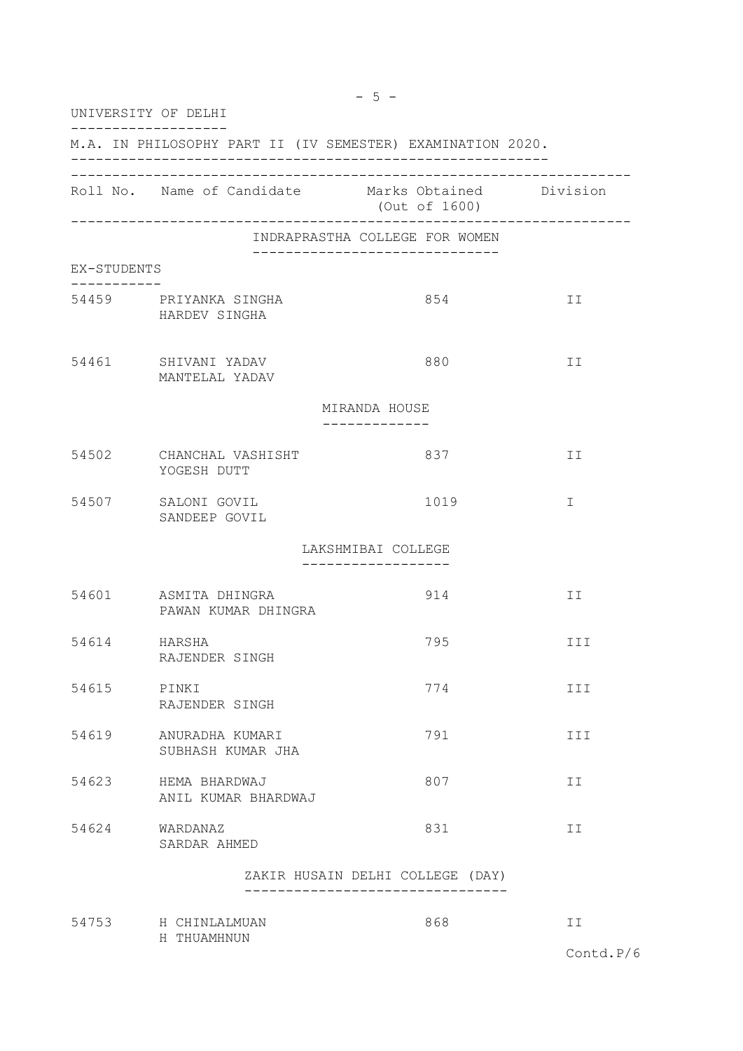UNIVERSITY OF DELHI

M.A. IN PHILOSOPHY PART II (IV SEMESTER) EXAMINATION 2020.

| Roll No. | Name of Candidate | Marks Obtained (Out of 1600) | Division |
|---|---|---|---|
| | **INDRAPRASTHA COLLEGE FOR WOMEN** | | |
| EX-STUDENTS | | | |
| 54459 | PRIYANKA SINGHA<br>HARDEV SINGHA | 854 | II |
| 54461 | SHIVANI YADAV<br>MANTELAL YADAV | 880 | II |
| | **MIRANDA HOUSE** | | |
| 54502 | CHANCHAL VASHISHT<br>YOGESH DUTT | 837 | II |
| 54507 | SALONI GOVIL<br>SANDEEP GOVIL | 1019 | I |
| | **LAKSHMIBAI COLLEGE** | | |
| 54601 | ASMITA DHINGRA<br>PAWAN KUMAR DHINGRA | 914 | II |
| 54614 | HARSHA<br>RAJENDER SINGH | 795 | III |
| 54615 | PINKI<br>RAJENDER SINGH | 774 | III |
| 54619 | ANURADHA KUMARI<br>SUBHASH KUMAR JHA | 791 | III |
| 54623 | HEMA BHARDWAJ<br>ANIL KUMAR BHARDWAJ | 807 | II |
| 54624 | WARDANAZ<br>SARDAR AHMED | 831 | II |
| | **ZAKIR HUSAIN DELHI COLLEGE (DAY)** | | |
| 54753 | H CHINLALMUAN<br>H THUAMHNUN | 868 | II |

Contd.P/6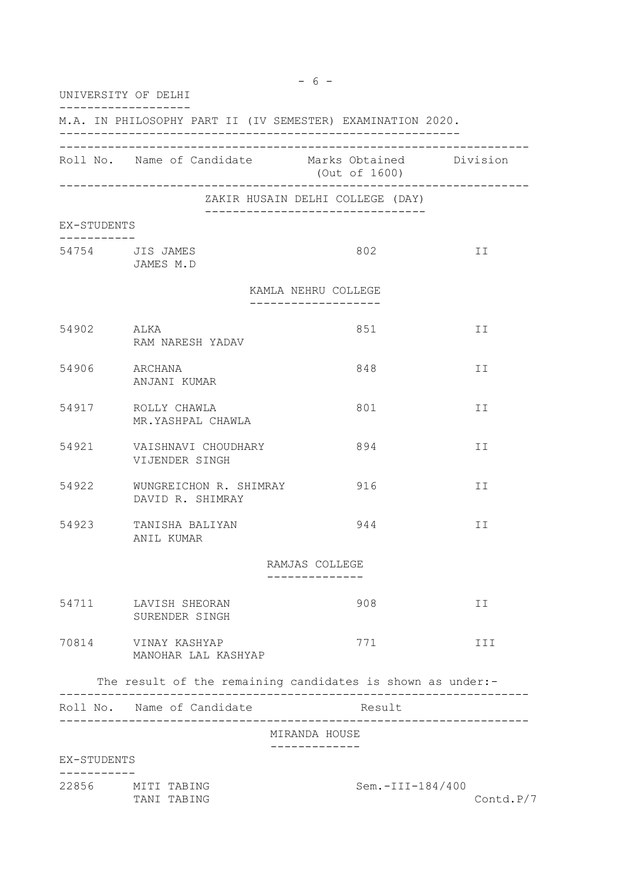UNIVERSITY OF DELHI

M.A. IN PHILOSOPHY PART II (IV SEMESTER) EXAMINATION 2020.

| Roll No. | Name of Candidate | Marks Obtained (Out of 1600) | Division |
|---|---|---|---|
| | **ZAKIR HUSAIN DELHI COLLEGE (DAY)** | | |
| EX-STUDENTS | | | |
| 54754 | JIS JAMES<br>JAMES M.D | 802 | II |
| | **KAMLA NEHRU COLLEGE** | | |
| 54902 | ALKA<br>RAM NARESH YADAV | 851 | II |
| 54906 | ARCHANA<br>ANJANI KUMAR | 848 | II |
| 54917 | ROLLY CHAWLA<br>MR.YASHPAL CHAWLA | 801 | II |
| 54921 | VAISHNAVI CHOUDHARY<br>VIJENDER SINGH | 894 | II |
| 54922 | WUNGREICHON R. SHIMRAY<br>DAVID R. SHIMRAY | 916 | II |
| 54923 | TANISHA BALIYAN<br>ANIL KUMAR | 944 | II |
| | **RAMJAS COLLEGE** | | |
| 54711 | LAVISH SHEORAN<br>SURENDER SINGH | 908 | II |
| 70814 | VINAY KASHYAP<br>MANOHAR LAL KASHYAP | 771 | III |

The result of the remaining candidates is shown as under:-

| Roll No. | Name of Candidate | Result |
|---|---|---|
| | **MIRANDA HOUSE** | |
| EX-STUDENTS | | |
| 22856 | MITI TABING<br>TANI TABING | Sem.-III-184/400 |

Contd.P/7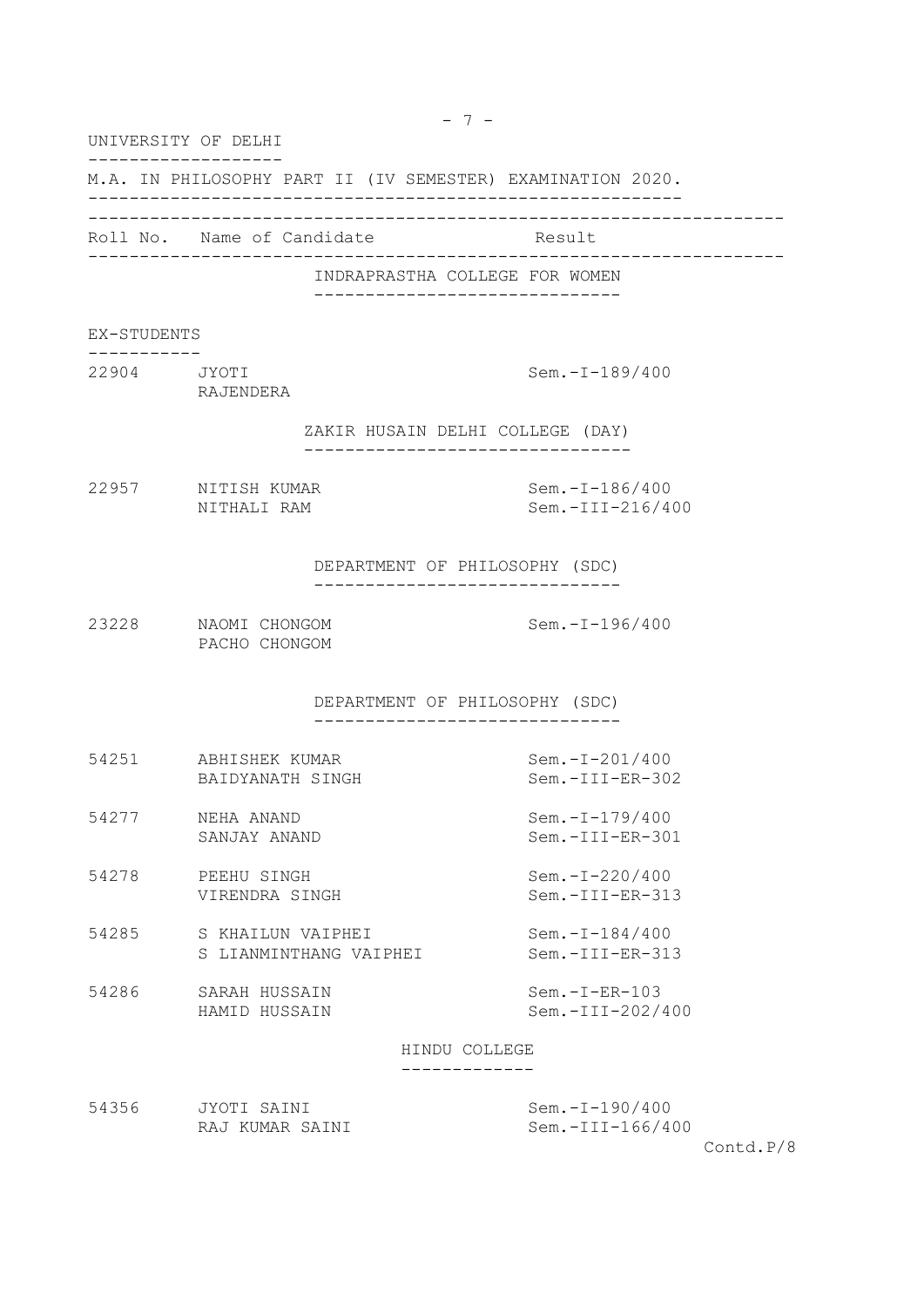UNIVERSITY OF DELHI

M.A. IN PHILOSOPHY PART II (IV SEMESTER) EXAMINATION 2020.

| Roll No. | Name of Candidate | Result |
|---|---|---|
| | **INDRAPRASTHA COLLEGE FOR WOMEN** | |
| **EX-STUDENTS** | | |
| 22904 | JYOTI<br>RAJENDERA | Sem.-I-189/400 |
| | **ZAKIR HUSAIN DELHI COLLEGE (DAY)** | |
| 22957 | NITISH KUMAR<br>NITHALI RAM | Sem.-I-186/400<br>Sem.-III-216/400 |
| | **DEPARTMENT OF PHILOSOPHY (SDC)** | |
| 23228 | NAOMI CHONGOM<br>PACHO CHONGOM | Sem.-I-196/400 |
| | **DEPARTMENT OF PHILOSOPHY (SDC)** | |
| 54251 | ABHISHEK KUMAR<br>BAIDYANATH SINGH | Sem.-I-201/400<br>Sem.-III-ER-302 |
| 54277 | NEHA ANAND<br>SANJAY ANAND | Sem.-I-179/400<br>Sem.-III-ER-301 |
| 54278 | PEEHU SINGH<br>VIRENDRA SINGH | Sem.-I-220/400<br>Sem.-III-ER-313 |
| 54285 | S KHAILUN VAIPHEI<br>S LIANMINTHANG VAIPHEI | Sem.-I-184/400<br>Sem.-III-ER-313 |
| 54286 | SARAH HUSSAIN<br>HAMID HUSSAIN | Sem.-I-ER-103<br>Sem.-III-202/400 |
| | **HINDU COLLEGE** | |
| 54356 | JYOTI SAINI<br>RAJ KUMAR SAINI | Sem.-I-190/400<br>Sem.-III-166/400 |

Contd.P/8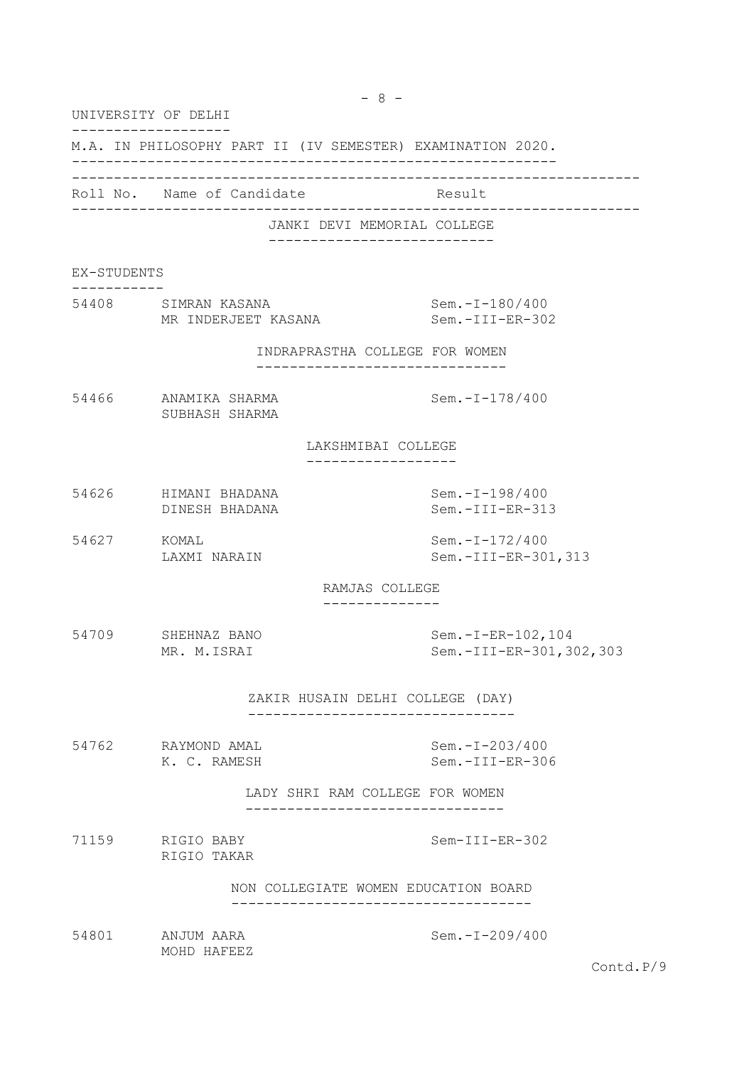UNIVERSITY OF DELHI

M.A. IN PHILOSOPHY PART II (IV SEMESTER) EXAMINATION 2020.

| Roll No. | Name of Candidate | Result |
|---|---|---|
| | **JANKI DEVI MEMORIAL COLLEGE** | |
| **EX-STUDENTS** | | |
| 54408 | SIMRAN KASANA<br>MR INDERJEET KASANA | Sem.-I-180/400<br>Sem.-III-ER-302 |
| | **INDRAPRASTHA COLLEGE FOR WOMEN** | |
| 54466 | ANAMIKA SHARMA<br>SUBHASH SHARMA | Sem.-I-178/400 |
| | **LAKSHMIBAI COLLEGE** | |
| 54626 | HIMANI BHADANA<br>DINESH BHADANA | Sem.-I-198/400<br>Sem.-III-ER-313 |
| 54627 | KOMAL<br>LAXMI NARAIN | Sem.-I-172/400<br>Sem.-III-ER-301,313 |
| | **RAMJAS COLLEGE** | |
| 54709 | SHEHNAZ BANO<br>MR. M.ISRAI | Sem.-I-ER-102,104<br>Sem.-III-ER-301,302,303 |
| | **ZAKIR HUSAIN DELHI COLLEGE (DAY)** | |
| 54762 | RAYMOND AMAL<br>K. C. RAMESH | Sem.-I-203/400<br>Sem.-III-ER-306 |
| | **LADY SHRI RAM COLLEGE FOR WOMEN** | |
| 71159 | RIGIO BABY<br>RIGIO TAKAR | Sem-III-ER-302 |
| | **NON COLLEGIATE WOMEN EDUCATION BOARD** | |
| 54801 | ANJUM AARA<br>MOHD HAFEEZ | Sem.-I-209/400 |

Contd.P/9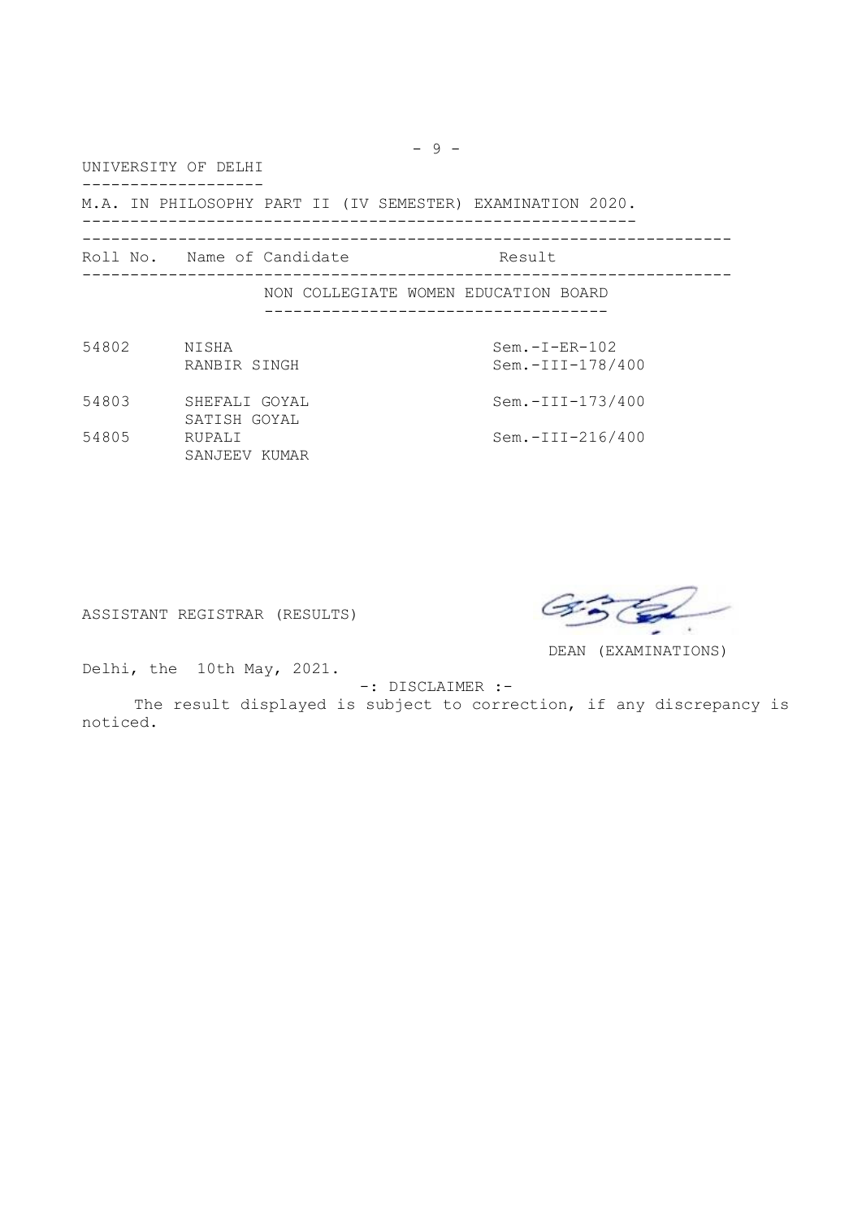UNIVERSITY OF DELHI

M.A. IN PHILOSOPHY PART II (IV SEMESTER) EXAMINATION 2020.

| Roll No. | Name of Candidate | Result |
|---|---|---|
| | **NON COLLEGIATE WOMEN EDUCATION BOARD** | |
| 54802 | NISHA<br>RANBIR SINGH | Sem.-I-ER-102<br>Sem.-III-178/400 |
| 54803 | SHEFALI GOYAL<br>SATISH GOYAL | Sem.-III-173/400 |
| 54805 | RUPALI<br>SANJEEV KUMAR | Sem.-III-216/400 |

ASSISTANT REGISTRAR (RESULTS)

DEAN (EXAMINATIONS)

Delhi, the 10th May, 2021.

-: DISCLAIMER :-

The result displayed is subject to correction, if any discrepancy is noticed.